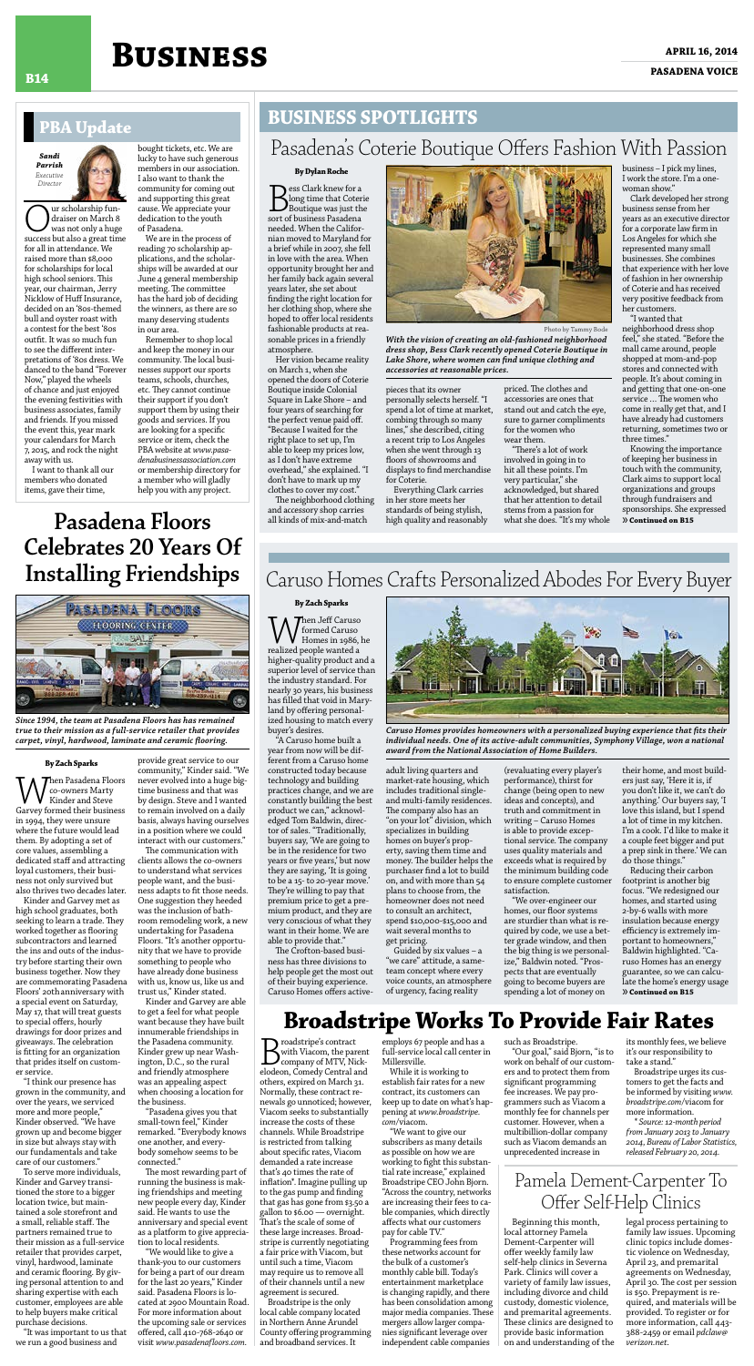# Business

## PBA Update

*Sandi Parrish*
*Executive Director*

Our scholarship fundraiser on March 8 was not only a huge success but also a great time for all in attendance. We raised more than $8,000 for scholarships for local high school seniors. This year, our chairman, Jerry Nicklow of Huff Insurance, decided on an '80s-themed bull and oyster roast with a contest for the best '80s outfit. It was so much fun to see the different interpretations of '80s dress. We danced to the band "Forever Now," played the wheels of chance and just enjoyed the evening festivities with business associates, family and friends. If you missed the event this, year mark your calendars for March 7, 2015, and rock the night away with us.

I want to thank all our members who donated items, gave their time, bought tickets, etc. We are lucky to have such generous members in our association. I also want to thank the community for coming out and supporting this great cause. We appreciate your dedication to the youth of Pasadena.

We are in the process of reading 70 scholarship applications, and the scholarships will be awarded at our June 4 general membership meeting. The committee has the hard job of deciding the winners, as there are so many deserving students in our area.

Remember to shop local and keep the money in our community. The local businesses support our sports teams, schools, churches, etc. They cannot continue their support if you don't support them by using their goods and services. If you are looking for a specific service or item, check the PBA website at *www.pasadenabusinessassociation.com* or membership directory for a member who will gladly help you with any project.

## Pasadena Floors Celebrates 20 Years Of Installing Friendships

*Since 1994, the team at Pasadena Floors has remained true to their mission as a full-service retailer that provides carpet, vinyl, hardwood, laminate and ceramic flooring.*

**By Zach Sparks**

When Pasadena Floors co-owners Marty Kinder and Steve Garvey formed their business in 1994, they were unsure where the future would lead them. By adopting a set of core values, assembling a dedicated staff and attracting loyal customers, their business not only survived but also thrives two decades later.

Kinder and Garvey met as high school graduates, both seeking to learn a trade. They worked together as flooring subcontractors and learned the ins and outs of the industry before starting their own business together. Now they are commemorating Pasadena Floors' 20th anniversary with a special event on Saturday, May 17, that will treat guests to special offers, hourly drawings for door prizes and giveaways. The celebration is fitting for an organization that prides itself on customer service.

"I think our presence has grown in the community, and over the years, we've serviced more and more people," Kinder observed. "We have grown up and become bigger in size but always stay with our fundamentals and take care of our customers."

To serve more individuals, Kinder and Garvey transitioned the store to a bigger location twice, but maintained a sole storefront and a small, reliable staff. The partners remained true to their mission as a full-service retailer that provides carpet, vinyl, hardwood, laminate and ceramic flooring. By giving personal attention to and sharing expertise with each customer, employees are able to help buyers make critical purchase decisions.

"It was important to us that we run a good business and provide great service to our community," Kinder said. "We never evolved into a huge bigtime business and that was by design. Steve and I wanted to remain involved on a daily basis, always having ourselves in a position where we could interact with our customers."

The communication with clients allows the co-owners to understand what services people want, and the business adapts to fit those needs. One suggestion they heeded was the inclusion of bathroom remodeling work, a new undertaking for Pasadena Floors. "It's another opportunity that we have to provide something to people who have already done business with us, know us, like us and trust us," Kinder stated.

Kinder and Garvey are able to get a feel for what people want because they have built innumerable friendships in the Pasadena community. Kinder grew up near Washington, D.C., so the rural and friendly atmosphere was an appealing aspect when choosing a location for the business.

"Pasadena gives you that small-town feel," Kinder remarked. "Everybody knows one another, and everybody somehow seems to be connected."

The most rewarding part of running the business is making friendships and meeting new people every day, Kinder said. He wants to use the anniversary and special event as a platform to give appreciation to local residents.

"We would like to give a thank-you to our customers for being a part of our dream for the last 20 years," Kinder said. Pasadena Floors is located at 2900 Mountain Road. For more information about the upcoming sale or services offered, call 410-768-2640 or visit *www.pasadenafloors.com*.

## Business Spotlights

## Pasadena's Coterie Boutique Offers Fashion With Passion

**By Dylan Roche**

Bess Clark knew for a long time that Coterie Boutique was just the sort of business Pasadena needed. When the Californian moved to Maryland for a brief while in 2007, she fell in love with the area. When opportunity brought her and her family back again several years later, she set about finding the right location for her clothing shop, where she hoped to offer local residents fashionable products at reasonable prices in a friendly atmosphere.

Her vision became reality on March 1, when she opened the doors of Coterie Boutique inside Colonial Square in Lake Shore – and four years of searching for the perfect venue paid off. "Because I waited for the right place to set up, I'm able to keep my prices low, as I don't have extreme overhead," she explained. "I don't have to mark up my clothes to cover my cost."

The neighborhood clothing and accessory shop carries all kinds of mix-and-match pieces that its owner personally selects herself. "I spend a lot of time at market, combing through so many lines," she described, citing a recent trip to Los Angeles when she went through 13 floors of showrooms and displays to find merchandise for Coterie.

Everything Clark carries in her store meets her standards of being stylish, high quality and reasonably priced. The clothes and accessories are ones that stand out and catch the eye, sure to garner compliments for the women who wear them.

"There's a lot of work involved in going in to hit all these points. I'm very particular," she acknowledged, but shared that her attention to detail stems from a passion for what she does. "It's my whole business – I pick my lines, I work the store. I'm a one-woman show."

Clark developed her strong business sense from her years as an executive director for a corporate law firm in Los Angeles for which she represented many small businesses. She combines that experience with her love of fashion in her ownership of Coterie and has received very positive feedback from her customers.

"I wanted that neighborhood dress shop feel," she stated. "Before the mall came around, people shopped at mom-and-pop stores and connected with people. It's about coming in and getting that one-on-one service ... The women who come in really get that, and I have already had customers returning, sometimes two or three times."

Knowing the importance of keeping her business in touch with the community, Clark aims to support local organizations and groups through fundraisers and sponsorships. She expressed » **Continued on B15**

Photo by Tammy Bode

*With the vision of creating an old-fashioned neighborhood dress shop, Bess Clark recently opened Coterie Boutique in Lake Shore, where women can find unique clothing and accessories at reasonable prices.*

## Caruso Homes Crafts Personalized Abodes For Every Buyer

**By Zach Sparks**

When Jeff Caruso formed Caruso Homes in 1986, he realized people wanted a higher-quality product and a superior level of service than the industry standard. For nearly 30 years, his business has filled that void in Maryland by offering personalized housing to match every buyer's desires.

"A Caruso home built a year from now will be different from a Caruso home constructed today because technology and building practices change, and we are constantly building the best product we can," acknowledged Tom Baldwin, director of sales. "Traditionally, buyers say, 'We are going to be in the residence for two years or five years,' but now they are saying, 'It is going to be a 15- to 20-year move.' They're willing to pay that premium price to get a premium product, and they are very conscious of what they want in their home. We are able to provide that."

The Crofton-based business has three divisions to help people get the most out of their buying experience. Caruso Homes offers active-adult living quarters and market-rate housing, which includes traditional single- and multi-family residences. The company also has an "on your lot" division, which specializes in building homes on buyer's property, saving them time and money. The builder helps the purchaser find a lot to build on, and with more than 54 plans to choose from, the homeowner does not need to consult an architect, spend $10,000-$15,000 and wait several months to get pricing.

Guided by six values – a "we care" attitude, a same-team concept where every voice counts, an atmosphere of urgency, facing reality (revaluating every player's performance), thirst for change (being open to new ideas and concepts), and truth and commitment in writing – Caruso Homes is able to provide exceptional service. The company uses quality materials and exceeds what is required by the minimum building code to ensure complete customer satisfaction.

"We over-engineer our homes, our floor systems are sturdier than what is required by code, we use a better grade window, and then the big thing is we personalize," Baldwin noted. "Prospects that are eventually going to become buyers are spending a lot of money on their home, and most builders just say, 'Here it is, if you don't like it, we can't do anything.' Our buyers say, 'I love this island, but I spend a lot of time in my kitchen. I'm a cook. I'd like to make it a couple feet bigger and put a prep sink in there.' We can do those things."

Reducing their carbon footprint is another big focus. "We redesigned our homes, and started using 2-by-6 walls with more insulation because energy efficiency is extremely important to homeowners," Baldwin highlighted. "Caruso Homes has an energy guarantee, so we can calculate the home's energy usage » **Continued on B15**

*Caruso Homes provides homeowners with a personalized buying experience that fits their individual needs. One of its active-adult communities, Symphony Village, won a national award from the National Association of Home Builders.*

## Broadstripe Works To Provide Fair Rates

Broadstripe's contract with Viacom, the parent company of MTV, Nickelodeon, Comedy Central and others, expired on March 31. Normally, these contract renewals go unnoticed; however, Viacom seeks to substantially increase the costs of these channels. While Broadstripe is restricted from talking about specific rates, Viacom demanded a rate increase that's 40 times the rate of inflation*. Imagine pulling up to the gas pump and finding that gas has gone from $3.50 a gallon to $6.00 — overnight. That's the scale of some of these large increases. Broadstripe is currently negotiating a fair price with Viacom, but until such a time, Viacom may require us to remove all of their channels until a new agreement is secured.

Broadstripe is the only local cable company located in Northern Anne Arundel County offering programming and broadband services. It employs 67 people and has a full-service local call center in Millersville.

While it is working to establish fair rates for a new contract, its customers can keep up to date on what's happening at *www.broadstripe.com*/viacom.

"We want to give our subscribers as many details as possible on how we are working to fight this substantial rate increase," explained Broadstripe CEO John Bjorn. "Across the country, networks are increasing their fees to cable companies, which directly affects what our customers pay for cable TV."

Programming fees from these networks account for the bulk of a customer's monthly cable bill. Today's entertainment marketplace is changing rapidly, and there has been consolidation among major media companies. These mergers allow larger companies significant leverage over independent cable companies such as Broadstripe.

"Our goal," said Bjorn, "is to work on behalf of our customers and to protect them from significant programming fee increases. We pay programmers such as Viacom a monthly fee for channels per customer. However, when a multibillion-dollar company such as Viacom demands an unprecedented increase in its monthly fees, we believe it's our responsibility to take a stand."

Broadstripe urges its customers to get the facts and be informed by visiting *www.broadstripe.com*/viacom for more information.

*\* Source: 12-month period from January 2013 to January 2014, Bureau of Labor Statistics, released February 20, 2014.*

## Pamela Dement-Carpenter To Offer Self-Help Clinics

Beginning this month, local attorney Pamela Dement-Carpenter will offer weekly family law self-help clinics in Severna Park. Clinics will cover a variety of family law issues, including divorce and child custody, domestic violence, and premarital agreements. These clinics are designed to provide basic information on and understanding of the legal process pertaining to family law issues. Upcoming clinic topics include domestic violence on Wednesday, April 23, and premarital agreements on Wednesday, April 30. The cost per session is $50. Prepayment is required, and materials will be provided. To register or for more information, call 443-388-2459 or email *pdclaw@verizon.net*.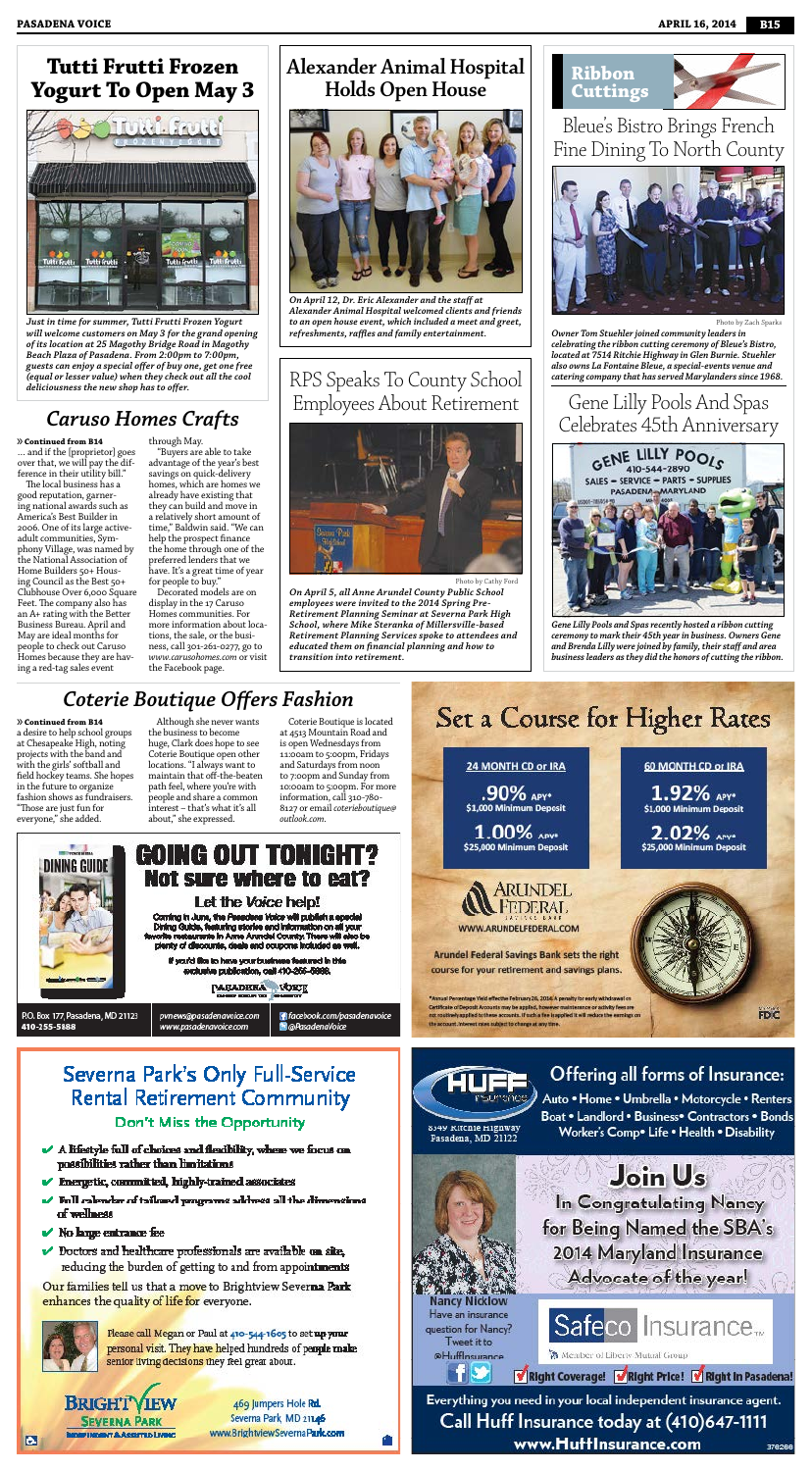## Tutti Frutti Frozen Yogurt To Open May 3

*Just in time for summer, Tutti Frutti Frozen Yogurt will welcome customers on May 3 for the grand opening of its location at 25 Magothy Bridge Road in Magothy Beach Plaza of Pasadena. From 2:00pm to 7:00pm, guests can enjoy a special offer of buy one, get one free (equal or lesser value) when they check out all the cool deliciousness the new shop has to offer.*

## Alexander Animal Hospital Holds Open House

*On April 12, Dr. Eric Alexander and the staff at Alexander Animal Hospital welcomed clients and friends to an open house event, which included a meet and greet, refreshments, raffles and family entertainment.*

## Ribbon Cuttings

### Bleue's Bistro Brings French Fine Dining To North County

Photo by Zach Sparks

*Owner Tom Stuehler joined community leaders in celebrating the ribbon cutting ceremony of Bleue's Bistro, located at 7514 Ritchie Highway in Glen Burnie. Stuehler also owns La Fontaine Bleue, a special-events venue and catering company that has served Marylanders since 1968.*

### Gene Lilly Pools And Spas Celebrates 45th Anniversary

*Gene Lilly Pools and Spas recently hosted a ribbon cutting ceremony to mark their 45th year in business. Owners Gene and Brenda Lilly were joined by family, their staff and area business leaders as they did the honors of cutting the ribbon.*

## Caruso Homes Crafts

» **Continued from B14**

... and if the [proprietor] goes over that, we will pay the difference in their utility bill."

The local business has a good reputation, garnering national awards such as America's Best Builder in 2006. One of its large active-adult communities, Symphony Village, was named by the National Association of Home Builders 50+ Housing Council as the Best 50+ Clubhouse Over 6,000 Square Feet. The company also has an A+ rating with the Better Business Bureau. April and May are ideal months for people to check out Caruso Homes because they are having a red-tag sales event through May.

"Buyers are able to take advantage of the year's best savings on quick-delivery homes, which are homes we already have existing that they can build and move in a relatively short amount of time," Baldwin said. "We can help the prospect finance the home through one of the preferred lenders that we have. It's a great time of year for people to buy."

Decorated models are on display in the 17 Caruso Homes communities. For more information about locations, the sale, or the business, call 301-261-0277, go to *www.carusohomes.com* or visit the Facebook page.

## RPS Speaks To County School Employees About Retirement

Photo by Cathy Ford

*On April 5, all Anne Arundel County Public School employees were invited to the 2014 Spring Pre-Retirement Planning Seminar at Severna Park High School, where Mike Steranka of Millersville-based Retirement Planning Services spoke to attendees and educated them on financial planning and how to transition into retirement.*

## Coterie Boutique Offers Fashion

» **Continued from B14**

a desire to help school groups at Chesapeake High, noting projects with the band and with the girls' softball and field hockey teams. She hopes in the future to organize fashion shows as fundraisers. "Those are just fun for everyone," she added.

Although she never wants the business to become huge, Clark does hope to see Coterie Boutique open other locations. "I always want to maintain that off-the-beaten path feel, where you're with people and share a common interest – that's what it's all about," she expressed.

Coterie Boutique is located at 4513 Mountain Road and is open Wednesdays from 11:00am to 5:00pm, Fridays and Saturdays from noon to 7:00pm and Sunday from 10:00am to 5:00pm. For more information, call 310-780-8127 or email *coterieboutique@outlook.com*.

---

**GOING OUT TONIGHT? Not sure where to eat?**

**Let the *Voice* help!**

Coming in June, the Pasadena Voice will publish a special Dining Guide, featuring stories and information on all your favorite restaurants in Anne Arundel County. There will also be plenty of discounts, deals and coupons included as well.

If you'd like to have your business featured in this exclusive publication, call 410-255-5888.

P.O. Box 177, Pasadena, MD 21123 | 410-255-5888 | pvnews@pasadenavoice.com | www.pasadenavoice.com | facebook.com/pasadenavoice | @PasadenaVoice

---

**Set a Course for Higher Rates**

| 24 MONTH CD or IRA | 60 MONTH CD or IRA |
|---|---|
| .90% APY* $1,000 Minimum Deposit | 1.92% APY* $1,000 Minimum Deposit |
| 1.00% APY* $25,000 Minimum Deposit | 2.02% APY* $25,000 Minimum Deposit |

ARUNDEL FEDERAL SAVINGS BANK

WWW.ARUNDELFEDERAL.COM

Arundel Federal Savings Bank sets the right course for your retirement and savings plans.

*Annual Percentage Yield effective February 26, 2014. A penalty for early withdrawal on Certificate of Deposit Accounts may be applied, however maintenance or activity fees are not routinely applied to these accounts. If such a fee is applied it will reduce the earnings on the account. Interest rates subject to change at any time.

FDIC

---

**Severna Park's Only Full-Service Rental Retirement Community**

**Don't Miss the Opportunity**

- A lifestyle full of choices and flexibility, where we focus on possibilities rather than limitations
- Energetic, committed, highly-trained associates
- Full calendar of tailored programs address all the dimensions of wellness
- No large entrance fee
- Doctors and healthcare professionals are available on site, reducing the burden of getting to and from appointments

Our families tell us that a move to Brightview Severna Park enhances the quality of life for everyone.

Please call Megan or Paul at 410-544-1605 to set up your personal visit. They have helped hundreds of people make senior living decisions they feel great about.

BRIGHTVIEW SEVERNA PARK — Independent & Assisted Living

469 Jumpers Hole Rd.
Severna Park, MD 21146
www.BrightviewSevernaPark.com

---

HUFF Insurance

8349 Ritchie Highway
Pasadena, MD 21122

**Offering all forms of Insurance:**

Auto • Home • Umbrella • Motorcycle • Renters
Boat • Landlord • Business• Contractors • Bonds
Worker's Comp• Life • Health • Disability

**Join Us In Congratulating Nancy for Being Named the SBA's 2014 Maryland Insurance Advocate of the year!**

Nancy Nicklow

Have an insurance question for Nancy? Tweet it to @HuffInsurance

Safeco Insurance — A Member of Liberty Mutual Group

Right Coverage! Right Price! Right In Pasadena!

Everything you need in your local independent insurance agent.

**Call Huff Insurance today at (410)647-1111**

**www.HuffInsurance.com**

376266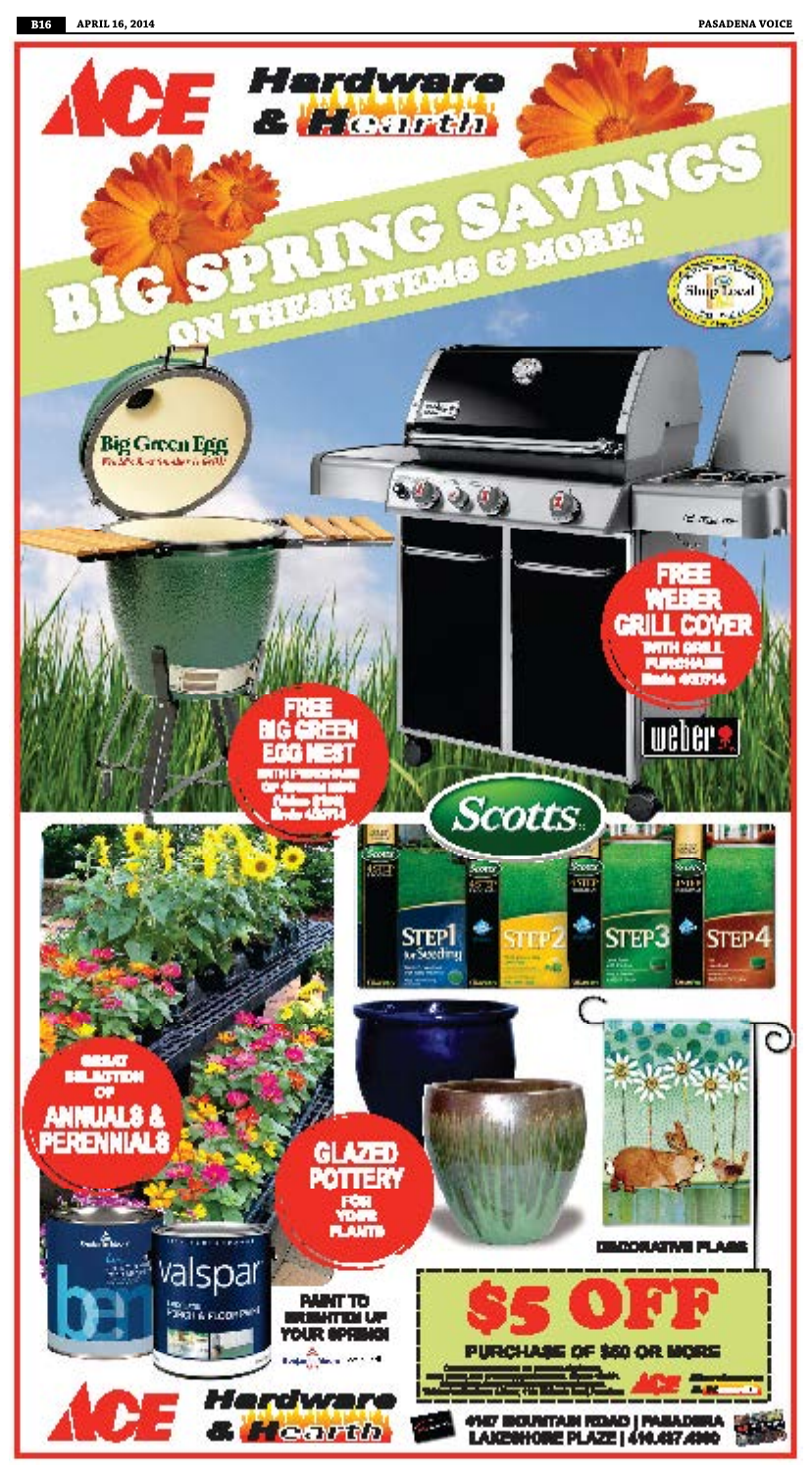# ACE Hardware & Hearth

## BIG SPRING SAVINGS

### ON THESE ITEMS & MORE!

Shop Local

Big Green Egg

**FREE BIG GREEN EGG NEST** WITH PURCHASE OF GREEN EGG

**FREE WEBER GRILL COVER** WITH GRILL PURCHASE

weber

Scotts

STEP 1 STEP 2 STEP 3 STEP 4

**GREAT SELECTION OF ANNUALS & PERENNIALS**

**GLAZED POTTERY FOR YOUR PLANTS**

DECORATIVE FLAGS

valspar

PAINT TO BRIGHTEN UP YOUR SPRING!

## $5 OFF

PURCHASE OF $50 OR MORE

# ACE Hardware & Hearth

4167 MOUNTAIN ROAD | PASADENA
LAKESHORE PLAZA | 410.437.4980